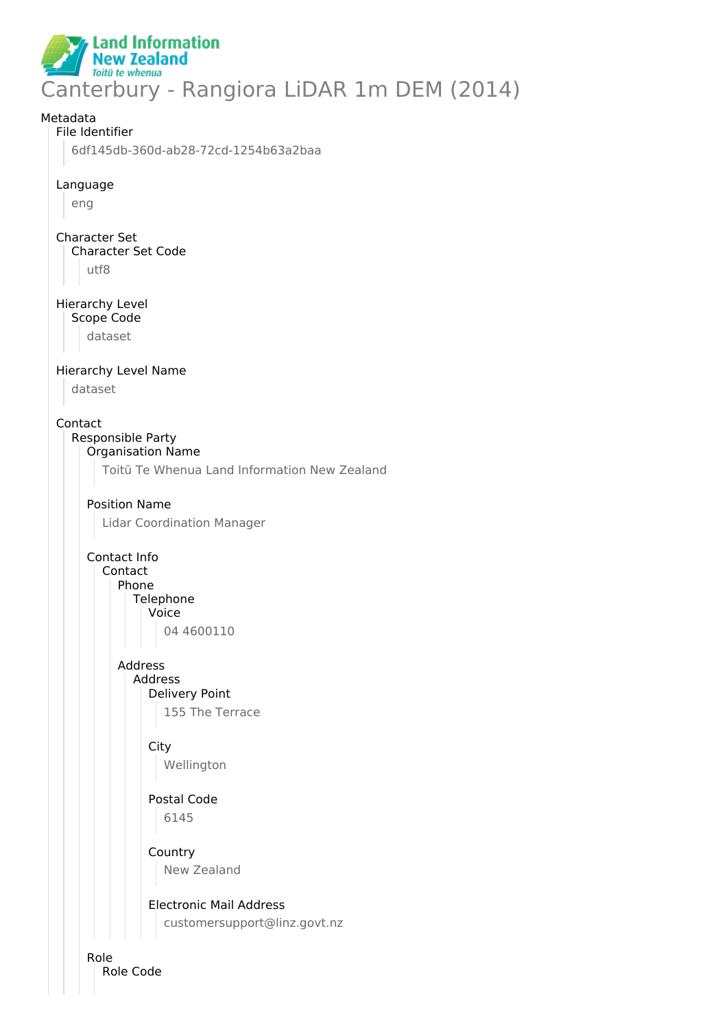Land Information New Zealand
*Toitū te whenua*

# Canterbury - Rangiora LiDAR 1m DEM (2014)

Metadata

- File Identifier
  - 6df145db-360d-ab28-72cd-1254b63a2baa
- Language
  - eng
- Character Set
  - Character Set Code
    - utf8
- Hierarchy Level
  - Scope Code
    - dataset
- Hierarchy Level Name
  - dataset
- Contact
  - Responsible Party
    - Organisation Name
      - Toitū Te Whenua Land Information New Zealand
    - Position Name
      - Lidar Coordination Manager
    - Contact Info
      - Contact
        - Phone
          - Telephone
            - Voice
              - 04 4600110
        - Address
          - Address
            - Delivery Point
              - 155 The Terrace
            - City
              - Wellington
            - Postal Code
              - 6145
            - Country
              - New Zealand
            - Electronic Mail Address
              - customersupport@linz.govt.nz
    - Role
      - Role Code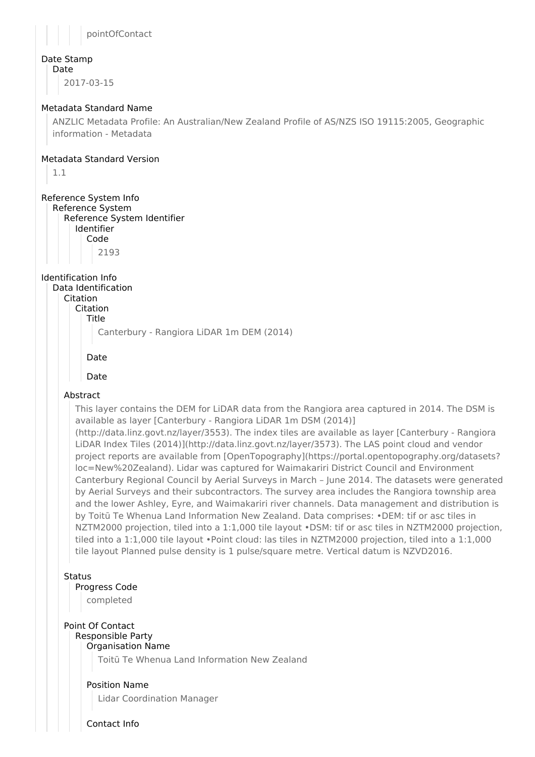pointOfContact

# Date Stamp

## Date

2017-03-15

# Metadata Standard Name

ANZLIC Metadata Profile: An Australian/New Zealand Profile of AS/NZS ISO 19115:2005, Geographic information - Metadata

# Metadata Standard Version

1.1

# Reference System Info

## Reference System

### Reference System Identifier

#### Identifier

##### Code

2193

# Identification Info

## Data Identification

### Citation

#### Citation

##### Title

Canterbury - Rangiora LiDAR 1m DEM (2014)

##### Date

##### Date

### Abstract

This layer contains the DEM for LiDAR data from the Rangiora area captured in 2014. The DSM is available as layer [Canterbury - Rangiora LiDAR 1m DSM (2014)](http://data.linz.govt.nz/layer/3553). The index tiles are available as layer [Canterbury - Rangiora LiDAR Index Tiles (2014)](http://data.linz.govt.nz/layer/3573). The LAS point cloud and vendor project reports are available from [OpenTopography](https://portal.opentopography.org/datasets?loc=New%20Zealand). Lidar was captured for Waimakariri District Council and Environment Canterbury Regional Council by Aerial Surveys in March – June 2014. The datasets were generated by Aerial Surveys and their subcontractors. The survey area includes the Rangiora township area and the lower Ashley, Eyre, and Waimakariri river channels. Data management and distribution is by Toitū Te Whenua Land Information New Zealand. Data comprises: •DEM: tif or asc tiles in NZTM2000 projection, tiled into a 1:1,000 tile layout •DSM: tif or asc tiles in NZTM2000 projection, tiled into a 1:1,000 tile layout •Point cloud: las tiles in NZTM2000 projection, tiled into a 1:1,000 tile layout Planned pulse density is 1 pulse/square metre. Vertical datum is NZVD2016.

### Status

#### Progress Code

completed

### Point Of Contact

#### Responsible Party

##### Organisation Name

Toitū Te Whenua Land Information New Zealand

##### Position Name

Lidar Coordination Manager

##### Contact Info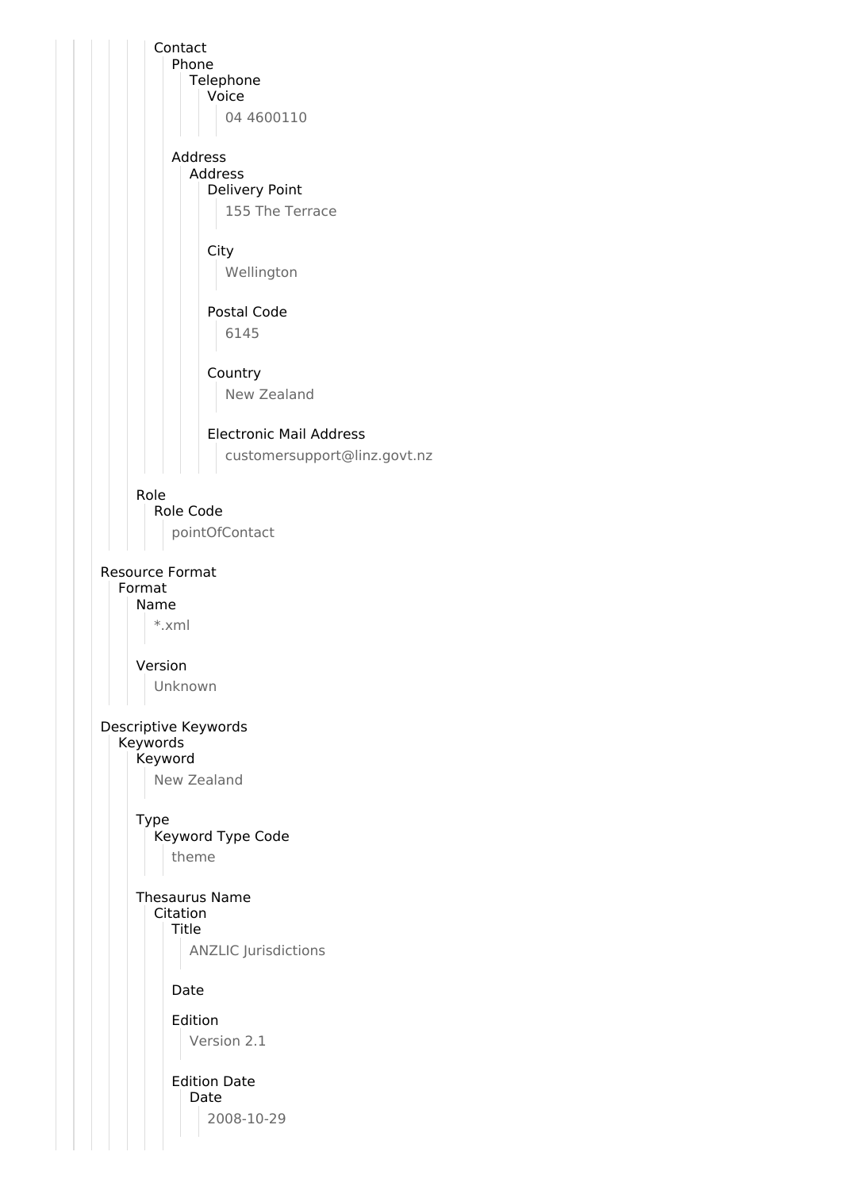- Contact
  - Phone
    - Telephone
      - Voice
        - 04 4600110
  - Address
    - Address
      - Delivery Point
        - 155 The Terrace
      - City
        - Wellington
      - Postal Code
        - 6145
      - Country
        - New Zealand
      - Electronic Mail Address
        - customersupport@linz.govt.nz
- Role
  - Role Code
    - pointOfContact

Resource Format
- Format
  - Name
    - *.xml
  - Version
    - Unknown

Descriptive Keywords
- Keywords
  - Keyword
    - New Zealand
  - Type
    - Keyword Type Code
      - theme
  - Thesaurus Name
    - Citation
      - Title
        - ANZLIC Jurisdictions
      - Date
      - Edition
        - Version 2.1
      - Edition Date
        - Date
          - 2008-10-29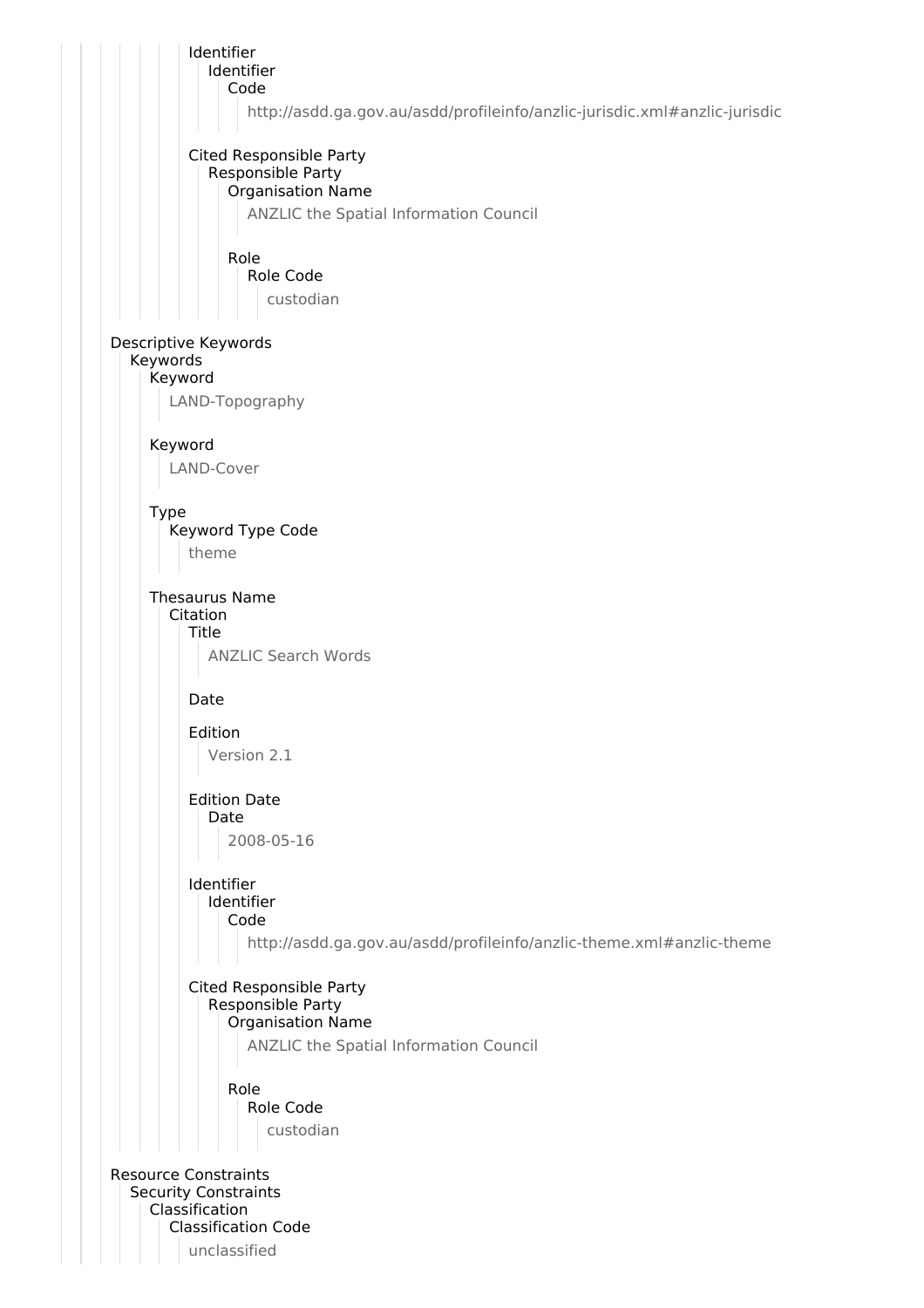Identifier
- Identifier
  - Code
    - http://asdd.ga.gov.au/asdd/profileinfo/anzlic-jurisdic.xml#anzlic-jurisdic

Cited Responsible Party
- Responsible Party
  - Organisation Name
    - ANZLIC the Spatial Information Council
  - Role
    - Role Code
      - custodian

Descriptive Keywords
- Keywords
  - Keyword
    - LAND-Topography
  - Keyword
    - LAND-Cover
  - Type
    - Keyword Type Code
      - theme
  - Thesaurus Name
    - Citation
      - Title
        - ANZLIC Search Words
      - Date
      - Edition
        - Version 2.1
      - Edition Date
        - Date
          - 2008-05-16
      - Identifier
        - Identifier
          - Code
            - http://asdd.ga.gov.au/asdd/profileinfo/anzlic-theme.xml#anzlic-theme
      - Cited Responsible Party
        - Responsible Party
          - Organisation Name
            - ANZLIC the Spatial Information Council
          - Role
            - Role Code
              - custodian

Resource Constraints
- Security Constraints
  - Classification
    - Classification Code
      - unclassified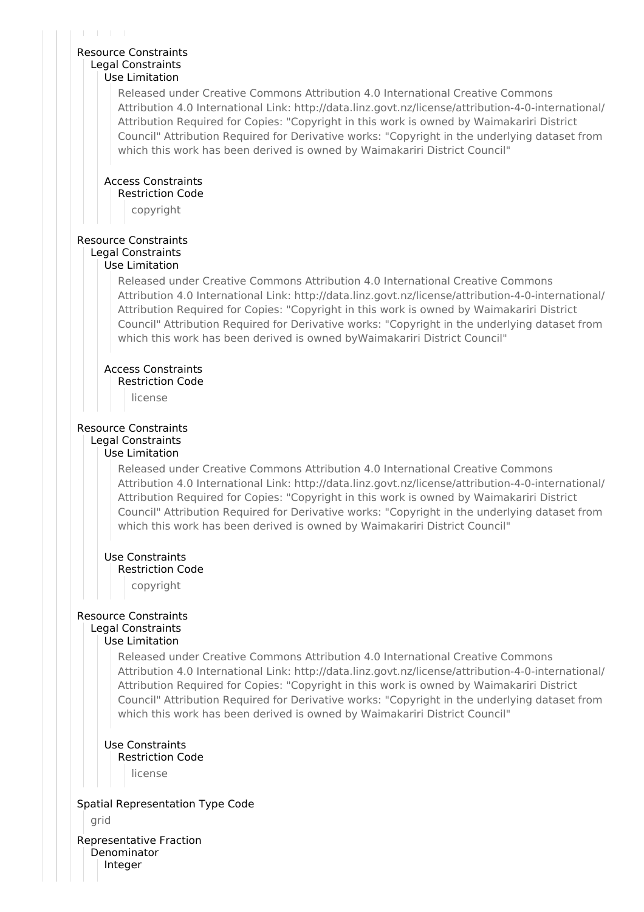Resource Constraints
  Legal Constraints
    Use Limitation

      Released under Creative Commons Attribution 4.0 International Creative Commons Attribution 4.0 International Link: http://data.linz.govt.nz/license/attribution-4-0-international/ Attribution Required for Copies: "Copyright in this work is owned by Waimakariri District Council" Attribution Required for Derivative works: "Copyright in the underlying dataset from which this work has been derived is owned by Waimakariri District Council"

    Access Constraints
      Restriction Code

        copyright

Resource Constraints
  Legal Constraints
    Use Limitation

      Released under Creative Commons Attribution 4.0 International Creative Commons Attribution 4.0 International Link: http://data.linz.govt.nz/license/attribution-4-0-international/ Attribution Required for Copies: "Copyright in this work is owned by Waimakariri District Council" Attribution Required for Derivative works: "Copyright in the underlying dataset from which this work has been derived is owned byWaimakariri District Council"

    Access Constraints
      Restriction Code

        license

Resource Constraints
  Legal Constraints
    Use Limitation

      Released under Creative Commons Attribution 4.0 International Creative Commons Attribution 4.0 International Link: http://data.linz.govt.nz/license/attribution-4-0-international/ Attribution Required for Copies: "Copyright in this work is owned by Waimakariri District Council" Attribution Required for Derivative works: "Copyright in the underlying dataset from which this work has been derived is owned by Waimakariri District Council"

    Use Constraints
      Restriction Code

        copyright

Resource Constraints
  Legal Constraints
    Use Limitation

      Released under Creative Commons Attribution 4.0 International Creative Commons Attribution 4.0 International Link: http://data.linz.govt.nz/license/attribution-4-0-international/ Attribution Required for Copies: "Copyright in this work is owned by Waimakariri District Council" Attribution Required for Derivative works: "Copyright in the underlying dataset from which this work has been derived is owned by Waimakariri District Council"

    Use Constraints
      Restriction Code

        license

Spatial Representation Type Code

  grid

Representative Fraction
  Denominator
    Integer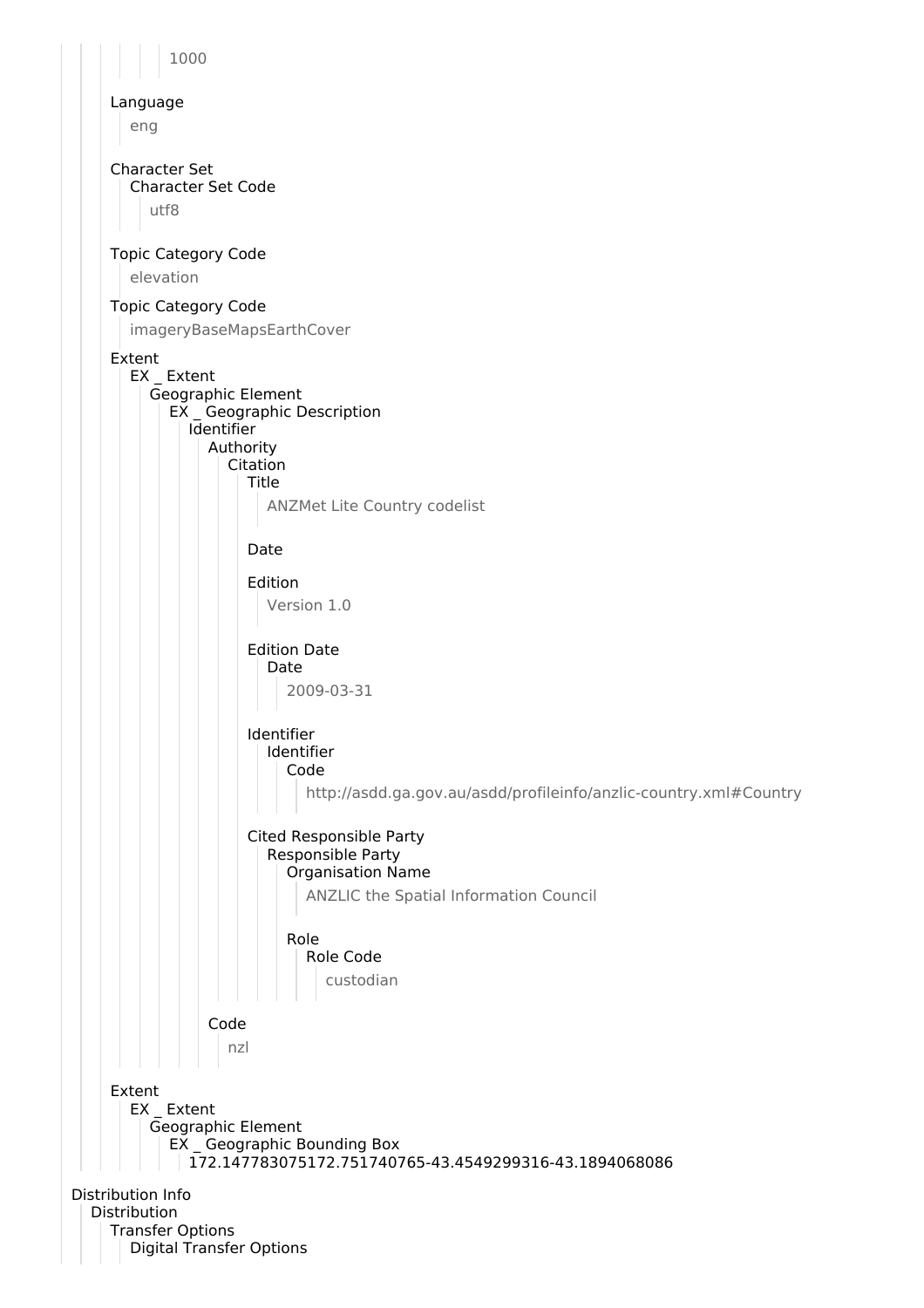1000

Language

eng

Character Set

Character Set Code

utf8

Topic Category Code

elevation

Topic Category Code

imageryBaseMapsEarthCover

Extent

EX _ Extent

Geographic Element

EX _ Geographic Description

Identifier

Authority

Citation

Title

ANZMet Lite Country codelist

Date

Edition

Version 1.0

Edition Date

Date

2009-03-31

Identifier

Identifier

Code

http://asdd.ga.gov.au/asdd/profileinfo/anzlic-country.xml#Country

Cited Responsible Party

Responsible Party

Organisation Name

ANZLIC the Spatial Information Council

Role

Role Code

custodian

Code

nzl

Extent

EX _ Extent

Geographic Element

EX _ Geographic Bounding Box

172.147783075172.751740765-43.4549299316-43.1894068086

Distribution Info

Distribution

Transfer Options

Digital Transfer Options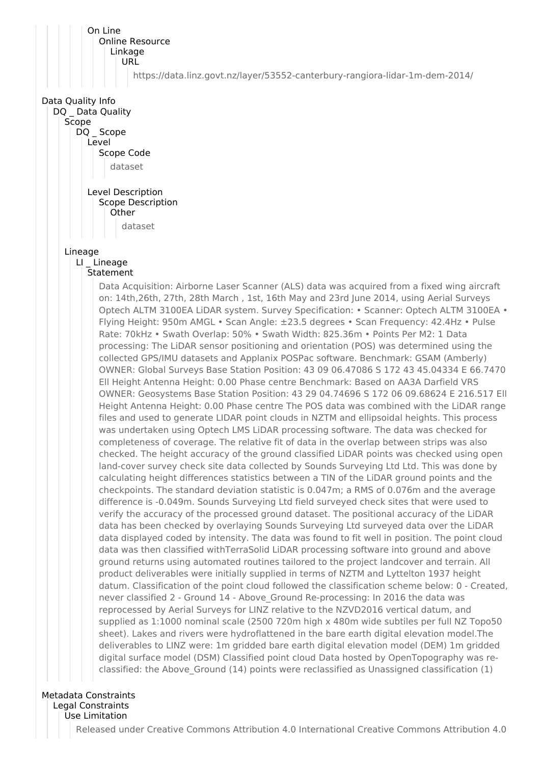On Line
Online Resource
Linkage
URL

https://data.linz.govt.nz/layer/53552-canterbury-rangiora-lidar-1m-dem-2014/

## Data Quality Info

DQ _ Data Quality
Scope
DQ _ Scope
Level
Scope Code

dataset

Level Description
Scope Description
Other

dataset

Lineage
LI _ Lineage
Statement

Data Acquisition: Airborne Laser Scanner (ALS) data was acquired from a fixed wing aircraft on: 14th,26th, 27th, 28th March , 1st, 16th May and 23rd June 2014, using Aerial Surveys Optech ALTM 3100EA LiDAR system. Survey Specification: • Scanner: Optech ALTM 3100EA • Flying Height: 950m AMGL • Scan Angle: ±23.5 degrees • Scan Frequency: 42.4Hz • Pulse Rate: 70kHz • Swath Overlap: 50% • Swath Width: 825.36m • Points Per M2: 1 Data processing: The LiDAR sensor positioning and orientation (POS) was determined using the collected GPS/IMU datasets and Applanix POSPac software. Benchmark: GSAM (Amberly) OWNER: Global Surveys Base Station Position: 43 09 06.47086 S 172 43 45.04334 E 66.7470 Ell Height Antenna Height: 0.00 Phase centre Benchmark: Based on AA3A Darfield VRS OWNER: Geosystems Base Station Position: 43 29 04.74696 S 172 06 09.68624 E 216.517 Ell Height Antenna Height: 0.00 Phase centre The POS data was combined with the LiDAR range files and used to generate LIDAR point clouds in NZTM and ellipsoidal heights. This process was undertaken using Optech LMS LiDAR processing software. The data was checked for completeness of coverage. The relative fit of data in the overlap between strips was also checked. The height accuracy of the ground classified LiDAR points was checked using open land-cover survey check site data collected by Sounds Surveying Ltd Ltd. This was done by calculating height differences statistics between a TIN of the LiDAR ground points and the checkpoints. The standard deviation statistic is 0.047m; a RMS of 0.076m and the average difference is -0.049m. Sounds Surveying Ltd field surveyed check sites that were used to verify the accuracy of the processed ground dataset. The positional accuracy of the LiDAR data has been checked by overlaying Sounds Surveying Ltd surveyed data over the LiDAR data displayed coded by intensity. The data was found to fit well in position. The point cloud data was then classified withTerraSolid LiDAR processing software into ground and above ground returns using automated routines tailored to the project landcover and terrain. All product deliverables were initially supplied in terms of NZTM and Lyttelton 1937 height datum. Classification of the point cloud followed the classification scheme below: 0 - Created, never classified 2 - Ground 14 - Above_Ground Re-processing: In 2016 the data was reprocessed by Aerial Surveys for LINZ relative to the NZVD2016 vertical datum, and supplied as 1:1000 nominal scale (2500 720m high x 480m wide subtiles per full NZ Topo50 sheet). Lakes and rivers were hydroflattened in the bare earth digital elevation model.The deliverables to LINZ were: 1m gridded bare earth digital elevation model (DEM) 1m gridded digital surface model (DSM) Classified point cloud Data hosted by OpenTopography was re-classified: the Above_Ground (14) points were reclassified as Unassigned classification (1)

## Metadata Constraints

Legal Constraints
Use Limitation

Released under Creative Commons Attribution 4.0 International Creative Commons Attribution 4.0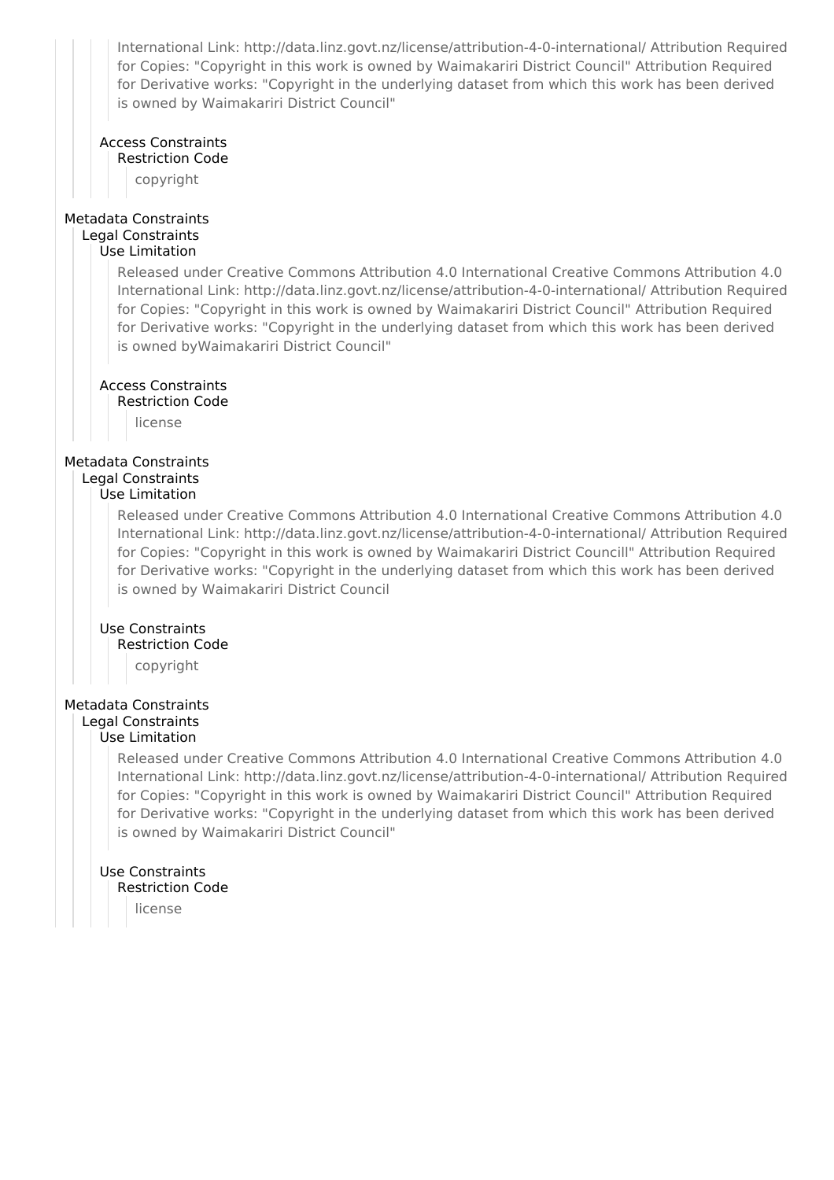International Link: http://data.linz.govt.nz/license/attribution-4-0-international/ Attribution Required for Copies: "Copyright in this work is owned by Waimakariri District Council" Attribution Required for Derivative works: "Copyright in the underlying dataset from which this work has been derived is owned by Waimakariri District Council"

Access Constraints
Restriction Code

copyright

Metadata Constraints
Legal Constraints
Use Limitation

Released under Creative Commons Attribution 4.0 International Creative Commons Attribution 4.0 International Link: http://data.linz.govt.nz/license/attribution-4-0-international/ Attribution Required for Copies: "Copyright in this work is owned by Waimakariri District Council" Attribution Required for Derivative works: "Copyright in the underlying dataset from which this work has been derived is owned byWaimakariri District Council"

Access Constraints
Restriction Code

license

Metadata Constraints
Legal Constraints
Use Limitation

Released under Creative Commons Attribution 4.0 International Creative Commons Attribution 4.0 International Link: http://data.linz.govt.nz/license/attribution-4-0-international/ Attribution Required for Copies: "Copyright in this work is owned by Waimakariri District Councill" Attribution Required for Derivative works: "Copyright in the underlying dataset from which this work has been derived is owned by Waimakariri District Council

Use Constraints
Restriction Code

copyright

Metadata Constraints
Legal Constraints
Use Limitation

Released under Creative Commons Attribution 4.0 International Creative Commons Attribution 4.0 International Link: http://data.linz.govt.nz/license/attribution-4-0-international/ Attribution Required for Copies: "Copyright in this work is owned by Waimakariri District Council" Attribution Required for Derivative works: "Copyright in the underlying dataset from which this work has been derived is owned by Waimakariri District Council"

Use Constraints
Restriction Code

license